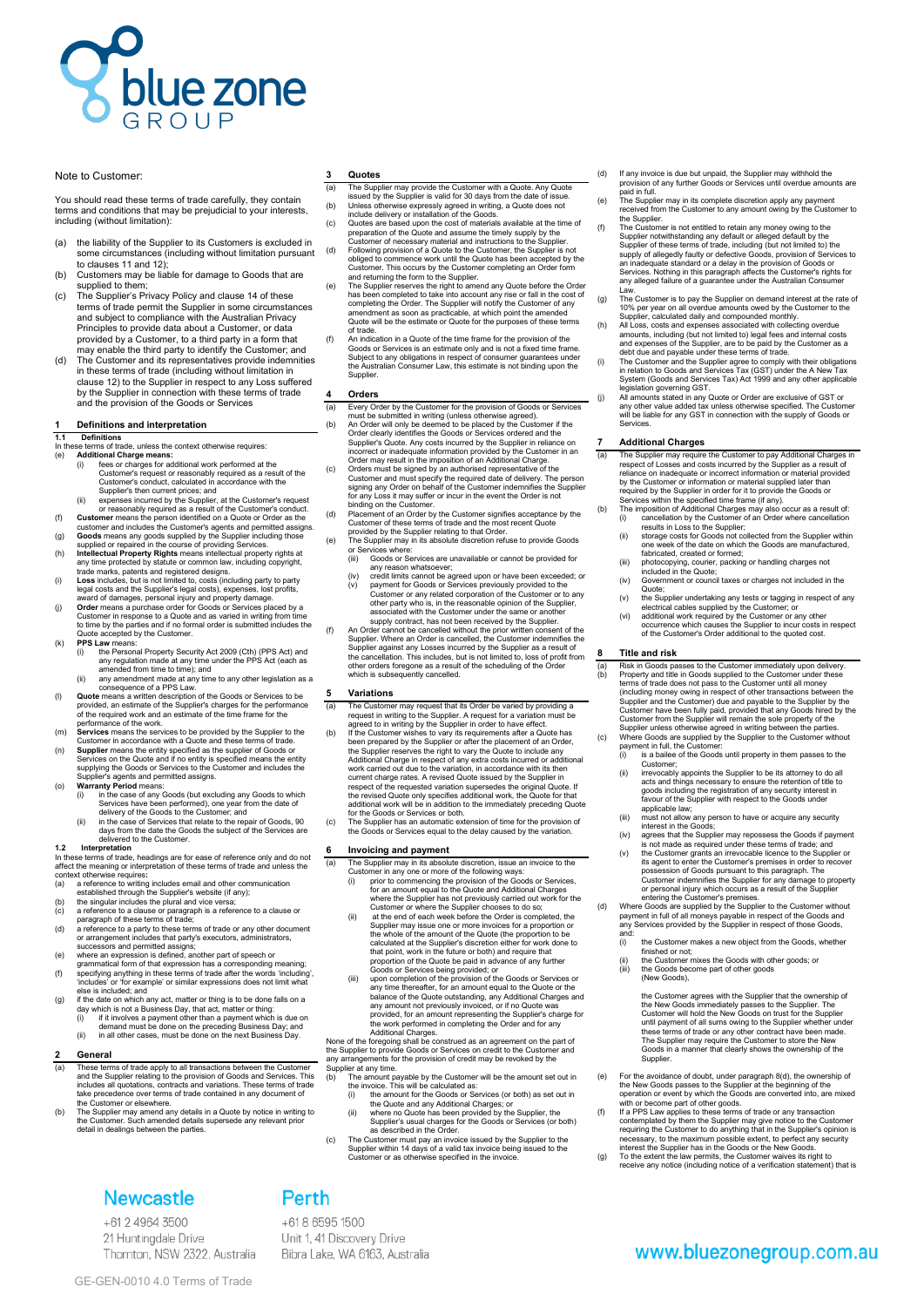Note to Customer:

You should read these terms of trade carefully, they contain terms and conditions that may be prejudicial to your interests, including (without limitation):

(a) the liability of the Supplier to its Customers is excluded in some circumstances (including without limitation pursuant to clauses 11 and 12);
(b) Customers may be liable for damage to Goods that are supplied to them;
(c) The Supplier's Privacy Policy and clause 14 of these terms of trade permit the Supplier in some circumstances and subject to compliance with the Australian Privacy Principles to provide data about a Customer, or data provided by a Customer, to a third party in a form that may enable the third party to identify the Customer; and
(d) The Customer and its representatives provide indemnities in these terms of trade (including without limitation in clause 12) to the Supplier in respect to any Loss suffered by the Supplier in connection with these terms of trade and the provision of the Goods or Services

## 1 Definitions and interpretation

### 1.1 Definitions

In these terms of trade, unless the context otherwise requires:

(e) **Additional Charge means:**
   (i) fees or charges for additional work performed at the Customer's request or reasonably required as a result of the Customer's conduct, calculated in accordance with the Supplier's then current prices; and
   (ii) expenses incurred by the Supplier, at the Customer's request or reasonably required as a result of the Customer's conduct.
(f) **Customer** means the person identified on a Quote or Order as the customer and includes the Customer's agents and permitted assigns.
(g) **Goods** means any goods supplied by the Supplier including those supplied or repaired in the course of providing Services.
(h) **Intellectual Property Rights** means intellectual property rights at any time protected by statute or common law, including copyright, trade marks, patents and registered designs.
(i) **Loss** includes, but is not limited to, costs (including party to party legal costs and the Supplier's legal costs), expenses, lost profits, award of damages, personal injury and property damage.
(j) **Order** means a purchase order for Goods or Services placed by a Customer in response to a Quote and as varied in writing from time to time by the parties and if no formal order is submitted includes the Quote accepted by the Customer.
(k) **PPS Law** means:
   (i) the Personal Property Security Act 2009 (Cth) (PPS Act) and any regulation made at any time under the PPS Act (each as amended from time to time); and
   (ii) any amendment made at any time to any other legislation as a consequence of a PPS Law.
(l) **Quote** means a written description of the Goods or Services to be provided, an estimate of the Supplier's charges for the performance of the required work and an estimate of the time frame for the performance of the work.
(m) **Services** means the services to be provided by the Supplier to the Customer in accordance with a Quote and these terms of trade.
(n) **Supplier** means the entity specified as the supplier of Goods or Services on the Quote and if no entity is specified means the entity supplying the Goods or Services to the Customer and includes the Supplier's agents and permitted assigns.
(o) **Warranty Period** means:
   (i) in the case of any Goods (but excluding any Goods to which Services have been performed), one year from the date of delivery of the Goods to the Customer; and
   (ii) in the case of Services that relate to the repair of Goods, 90 days from the date the Goods the subject of the Services are delivered to the Customer.

### 1.2 Interpretation

In these terms of trade, headings are for ease of reference only and do not affect the meaning or interpretation of these terms of trade and unless the context otherwise requires:

(a) a reference to writing includes email and other communication established through the Supplier's website (if any);
(b) the singular includes the plural and vice versa;
(c) a reference to a clause or paragraph is a reference to a clause or paragraph of these terms of trade;
(d) a reference to a party to these terms of trade or any other document or arrangement includes that party's executors, administrators, successors and permitted assigns;
(e) where an expression is defined, another part of speech or grammatical form of that expression has a corresponding meaning;
(f) specifying anything in these terms of trade after the words 'including', 'includes' or 'for example' or similar expressions does not limit what else is included; and
(g) if the date on which any act, matter or thing is to be done falls on a day which is not a Business Day, that act, matter or thing:
   (i) if it involves a payment other than a payment which is due on demand must be done on the preceding Business Day; and
   (ii) in all other cases, must be done on the next Business Day.

## 2 General

(a) These terms of trade apply to all transactions between the Customer and the Supplier relating to the provision of Goods and Services. This includes all quotations, contracts and variations. These terms of trade take precedence over terms of trade contained in any document of the Customer or elsewhere.
(b) The Supplier may amend any details in a Quote by notice in writing to the Customer. Such amended details supersede any relevant prior detail in dealings between the parties.

## 3 Quotes

(a) The Supplier may provide the Customer with a Quote. Any Quote issued by the Supplier is valid for 30 days from the date of issue.
(b) Unless otherwise expressly agreed in writing, a Quote does not include delivery or installation of the Goods.
(c) Quotes are based upon the cost of materials available at the time of preparation of the Quote and assume the timely supply by the Customer of necessary material and instructions to the Supplier.
(d) Following provision of a Quote to the Customer, the Supplier is not obliged to commence work until the Quote has been accepted by the Customer. This occurs by the Customer completing an Order form and returning the form to the Supplier.
(e) The Supplier reserves the right to amend any Quote before the Order has been completed to take into account any rise or fall in the cost of completing the Order. The Supplier will notify the Customer of any amendment as soon as practicable, at which point the amended Quote will be the estimate or Quote for the purposes of these terms of trade.
(f) An indication in a Quote of the time frame for the provision of the Goods or Services is an estimate only and is not a fixed time frame. Subject to any obligations in respect of consumer guarantees under the Australian Consumer Law, this estimate is not binding upon the Supplier.

## 4 Orders

(a) Every Order by the Customer for the provision of Goods or Services must be submitted in writing (unless otherwise agreed).
(b) An Order will only be deemed to be placed by the Customer if the Order clearly identifies the Goods or Services ordered and the Supplier's Quote. Any costs incurred by the Supplier in reliance on incorrect or inadequate information provided by the Customer in an Order may result in the imposition of an Additional Charge.
(c) Orders must be signed by an authorised representative of the Customer and must specify the required date of delivery. The person signing any Order on behalf of the Customer indemnifies the Supplier for any Loss it may suffer or incur in the event the Order is not binding on the Customer.
(d) Placement of an Order by the Customer signifies acceptance by the Customer of these terms of trade and the most recent Quote provided by the Supplier relating to that Order.
(e) The Supplier may in its absolute discretion refuse to provide Goods or Services where:
   (iii) Goods or Services are unavailable or cannot be provided for any reason whatsoever;
   (iv) credit limits cannot be agreed upon or have been exceeded; or
   (v) payment for Goods or Services previously provided to the Customer or any related corporation of the Customer or to any other party who is, in the reasonable opinion of the Supplier, associated with the Customer under the same or another supply contract, has not been received by the Supplier.
(f) An Order cannot be cancelled without the prior written consent of the Supplier. Where an Order is cancelled, the Customer indemnifies the Supplier against any Losses incurred by the Supplier as a result of the cancellation. This includes, but is not limited to, loss of profit from other orders foregone as a result of the scheduling of the Order which is subsequently cancelled.

## 5 Variations

(a) The Customer may request that its Order be varied by providing a request in writing to the Supplier. A request for a variation must be agreed to in writing by the Supplier in order to have effect.
(b) If the Customer wishes to vary its requirements after a Quote has been prepared by the Supplier or after the placement of an Order, the Supplier reserves the right to vary the Quote to include any Additional Charge in respect of any extra costs incurred or additional work carried out due to the variation, in accordance with its then current charge rates. A revised Quote issued by the Supplier in respect of the requested variation supersedes the original Quote. If the revised Quote only specifies additional work, the Quote for that additional work will be in addition to the immediately preceding Quote for the Goods or Services or both.
(c) The Supplier has an automatic extension of time for the provision of the Goods or Services equal to the delay caused by the variation.

## 6 Invoicing and payment

(a) The Supplier may in its absolute discretion, issue an invoice to the Customer in any one or more of the following ways:
   (i) prior to commencing the provision of the Goods or Services, for an amount equal to the Quote and Additional Charges where the Supplier has not previously carried out work for the Customer or where the Supplier chooses to do so;
   (ii) at the end of each week before the Order is completed, the Supplier may issue one or more invoices for a proportion or the whole of the amount of the Quote (the proportion to be calculated at the Supplier's discretion either for work done to that point, work in the future or both) and require that proportion of the Quote be paid in advance of any further Goods or Services being provided; or
   (iii) upon completion of the provision of the Goods or Services or any time thereafter, for an amount equal to the Quote or the balance of the Quote outstanding, any Additional Charges and any amount not previously invoiced, or if no Quote was provided, for an amount representing the Supplier's charge for the work performed in completing the Order and for any Additional Charges.

None of the foregoing shall be construed as an agreement on the part of the Supplier to provide Goods or Services on credit to the Customer and any arrangements for the provision of credit may be revoked by the Supplier at any time.

(b) The amount payable by the Customer will be the amount set out in the invoice. This will be calculated as:
   (i) the amount for the Goods or Services (or both) as set out in the Quote and any Additional Charges; or
   (ii) where no Quote has been provided by the Supplier, the Supplier's usual charges for the Goods or Services (or both) as described in the Order.
(c) The Customer must pay an invoice issued by the Supplier to the Supplier within 14 days of a valid tax invoice being issued to the Customer or as otherwise specified in the invoice.
(d) If any invoice is due but unpaid, the Supplier may withhold the provision of any further Goods or Services until overdue amounts are paid in full.
(e) The Supplier may in its complete discretion apply any payment received from the Customer to any amount owing by the Customer to the Supplier.
(f) The Customer is not entitled to retain any money owing to the Supplier notwithstanding any default or alleged default by the Supplier of these terms of trade, including (but not limited to) the supply of allegedly faulty or defective Goods, provision of Services to an inadequate standard or a delay in the provision of Goods or Services. Nothing in this paragraph affects the Customer's rights for any alleged failure of a guarantee under the Australian Consumer Law.
(g) The Customer is to pay the Supplier on demand interest at the rate of 10% per year on all overdue amounts owed by the Customer to the Supplier, calculated daily and compounded monthly.
(h) All Loss, costs and expenses associated with collecting overdue amounts, including (but not limited to) legal fees and internal costs and expenses of the Supplier, are to be paid by the Customer as a debt due and payable under these terms of trade.
(i) The Customer and the Supplier agree to comply with their obligations in relation to Goods and Services Tax (GST) under the A New Tax System (Goods and Services Tax) Act 1999 and any other applicable legislation governing GST.
(j) All amounts stated in any Quote or Order are exclusive of GST or any other value added tax unless otherwise specified. The Customer will be liable for any GST in connection with the supply of Goods or Services.

## 7 Additional Charges

(a) The Supplier may require the Customer to pay Additional Charges in respect of Losses and costs incurred by the Supplier as a result of reliance on inadequate or incorrect information or material provided by the Customer or information or material supplied later than required by the Supplier in order for it to provide the Goods or Services within the specified time frame (if any).
(b) The imposition of Additional Charges may also occur as a result of:
   (i) cancellation by the Customer of an Order where cancellation results in Loss to the Supplier;
   (ii) storage costs for Goods not collected from the Supplier within one week of the date on which the Goods are manufactured, fabricated, created or formed;
   (iii) photocopying, courier, packing or handling charges not included in the Quote;
   (iv) Government or council taxes or charges not included in the Quote;
   (v) the Supplier undertaking any tests or tagging in respect of any electrical cables supplied by the Customer; or
   (vi) additional work required by the Customer or any other occurrence which causes the Supplier to incur costs in respect of the Customer's Order additional to the quoted cost.

## 8 Title and risk

(a) Risk in Goods passes to the Customer immediately upon delivery.
(b) Property and title in Goods supplied to the Customer under these terms of trade does not pass to the Customer until all money (including money owing in respect of other transactions between the Supplier and the Customer) due and payable to the Supplier by the Customer have been fully paid, provided that any Goods hired by the Customer from the Supplier will remain the sole property of the Supplier unless otherwise agreed in writing between the parties.
(c) Where Goods are supplied by the Supplier to the Customer without payment in full, the Customer:
   (i) is a bailee of the Goods until property in them passes to the Customer;
   (ii) irrevocably appoints the Supplier to be its attorney to do all acts and things necessary to ensure the retention of title to goods including the registration of any security interest in favour of the Supplier with respect to the Goods under applicable law;
   (iii) must not allow any person to have or acquire any security interest in the Goods;
   (iv) agrees that the Supplier may repossess the Goods if payment is not made as required under these terms of trade; and
   (v) the Customer grants an irrevocable licence to the Supplier or its agent to enter the Customer's premises in order to recover possession of Goods pursuant to this paragraph. The Customer indemnifies the Supplier for any damage to property or personal injury which occurs as a result of the Supplier entering the Customer's premises.
(d) Where Goods are supplied by the Supplier to the Customer without payment in full of all moneys payable in respect of the Goods and any Services provided by the Supplier in respect of those Goods, and:
   (i) the Customer makes a new object from the Goods, whether finished or not;
   (ii) the Customer mixes the Goods with other goods; or
   (iii) the Goods become part of other goods
   (New Goods),

   the Customer agrees with the Supplier that the ownership of the New Goods immediately passes to the Supplier. The Customer will hold the New Goods on trust for the Supplier until payment of all sums owing to the Supplier whether under these terms of trade or any other contract have been made. The Supplier may require the Customer to store the New Goods in a manner that clearly shows the ownership of the Supplier.
(e) For the avoidance of doubt, under paragraph 8(d), the ownership of the New Goods passes to the Supplier at the beginning of the operation or event by which the Goods are converted into, are mixed with or become part of other goods.
(f) If a PPS Law applies to these terms of trade or any transaction contemplated by them the Supplier may give notice to the Customer requiring the Customer to do anything that in the Supplier's opinion is necessary, to the maximum possible extent, to perfect any security interest the Supplier has in the Goods or the New Goods.
(g) To the extent the law permits, the Customer waives its right to receive any notice (including notice of a verification statement) that is

**Newcastle**
+61 2 4964 3500
21 Huntingdale Drive
Thornton, NSW 2322, Australia

**Perth**
+61 8 6595 1500
Unit 1, 41 Discovery Drive
Bibra Lake, WA 6163, Australia

www.bluezonegroup.com.au

GE-GEN-0010 4.0 Terms of Trade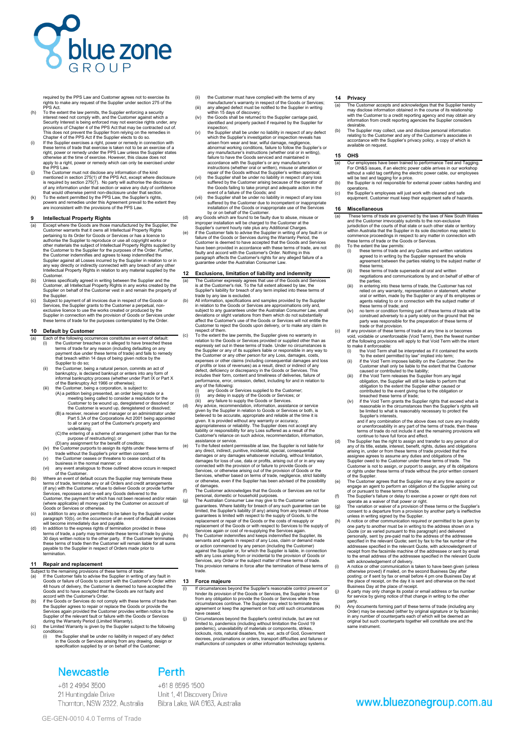required by the PPS Law and Customer agrees not to exercise its rights to make any request of the Supplier under section 275 of the PPS Act.

(h) To the extent the law permits, the Supplier enforcing a security interest need not comply with, and the Customer against which a Security Interest is being enforced may not exercise rights under, any provisions of Chapter 4 of the PPS Act that may be contracted out of. This does not prevent the Supplier from relying on the remedies in Chapter 4 of the PPS Act if the Supplier elects to do so.

(i) If the Supplier exercises a right, power or remedy in connection with these terms of trade that exercise is taken not to be an exercise of a right, power or remedy under the PPS Law unless the Supplier states otherwise at the time of exercise. However, this clause does not apply to a right, power or remedy which can only be exercised under the PPS Law.

(j) The Customer must not disclose any information of the kind mentioned in section 275(1) of the PPS Act, except where disclosure is required by section 275(7). No party will authorise the disclosure of any information under that section or waive any duty of confidence that would otherwise permit non-disclosure under that section.

(k) To the extent permitted by the PPS Law, the Supplier's rights, powers and remedies under this Agreement prevail to the extent they are inconsistent with the provisions of the PPS Law.

## 9 Intellectual Property Rights

(a) Except where the Goods are those manufactured by the Supplier, the Customer warrants that it owns all Intellectual Property Rights pertaining to its Order for Goods or Services or has a licence to authorise the Supplier to reproduce or use all copyright works or other materials the subject of Intellectual Property Rights supplied by the Customer to the Supplier for the purposes of the Order. Further, the Customer indemnifies and agrees to keep indemnified the Supplier against all Losses incurred by the Supplier in relation to or in any way directly or indirectly connected with any breach of any other Intellectual Property Rights in relation to any material supplied by the Customer.

(b) Unless specifically agreed in writing between the Supplier and the Customer, all Intellectual Property Rights in any works created by the Supplier on behalf of the Customer vest in and remain the property of the Supplier.

(c) Subject to payment of all invoices due in respect of the Goods or Services, the Supplier grants to the Customer a perpetual, non-exclusive licence to use the works created or produced by the Supplier in connection with the provision of Goods or Services under these terms of trade for the purposes contemplated by the Order.

## 10 Default by Customer

(a) Each of the following occurrences constitutes an event of default:
   (i) the Customer breaches or is alleged to have breached these terms of trade for any reason (including defaulting on any payment due under these terms of trade) and fails to remedy that breach within 14 days of being given notice by the Supplier to do so;
   (ii) the Customer, being a natural person, commits an act of bankruptcy, is declared bankrupt or enters into any form of informal bankruptcy process (whether under Part IX or Part X of the Bankruptcy Act 1966 or otherwise);
   (iii) the Customer, being a corporation, is subject to:
      (A) a petition being presented, an order being made or a meeting being called to consider a resolution for the Customer to be wound up, deregistered or dissolved or the Customer is wound up, deregistered or dissolved;
      (B) a receiver, receiver and manager or an administrator under Part 5.3A of the Corporations Act 2001 being appointed to all or any part of the Customer's property and undertaking;
      (C) the entering of a scheme of arrangement (other than for the purpose of restructuring); or
      (D) any assignment for the benefit of creditors;
   (iv) the Customer purports to assign its rights under these terms of trade without the Supplier's prior written consent;
   (v) the Customer ceases or threatens to cease conduct of its business in the normal manner; or
   (vi) any event analogous to those outlined above occurs in respect of the Customer.

(b) Where an event of default occurs the Supplier may terminate these terms of trade, terminate any or all Orders and credit arrangements (if any) with the Customer, refuse to deliver Goods or provide further Services, repossess and re-sell any Goods delivered to the Customer, the payment for which has not been received and/or retain (where applicable) all money paid by the Customer on account of Goods or Services or otherwise.

(c) In addition to any action permitted to be taken by the Supplier under paragraph 10(b), on the occurrence of an event of default all invoices will become immediately due and payable.

(d) In addition to the express rights of termination provided in these terms of trade, a party may terminate these terms of trade by giving 30 days written notice to the other party. If the Customer terminates these terms of trade then the Customer will remain liable for all sums payable to the Supplier in respect of Orders made prior to termination.

## 11 Repair and replacement

Subject to the remaining provisions of these terms of trade:

(a) If the Customer fails to advise the Supplier in writing of any fault in Goods or failure of Goods to accord with the Customer's Order within 48 hours of delivery, the Customer is deemed to have accepted the Goods and to have accepted that the Goods are not faulty and accord with the Customer's Order.

(b) if the Goods or Services do not comply with these terms of trade then the Supplier agrees to repair or replace the Goods or provide the Services again provided the Customer provides written notice to the Supplier of the relevant fault or failure with the Goods or Services during the Warranty Period (Limited Warranty).

(c) the Limited Warranty is given by the Supplier subject to the following conditions:
   (i) the Supplier shall be under no liability in respect of any defect in the Goods or Services arising from any drawing, design or specification supplied by or on behalf of the Customer;
   (ii) the Customer must have complied with the terms of any manufacturer's warranty in respect of the Goods or Services;
   (iii) any alleged defect must be notified to the Supplier in writing within 15 days of discovery;
   (iv) the Goods shall be returned to the Supplier carriage paid, identified and properly packed if required by the Supplier for inspection;
   (v) the Supplier shall be under no liability in respect of any defect which the Supplier's investigation or inspection reveals has arisen from wear and tear, wilful damage, negligence, abnormal working conditions, failure to follow the Supplier's or any manufacturer's instructions (whether oral or in writing), failure to have the Goods serviced and maintained in accordance with the Supplier's or any manufacturer's instructions (whether oral or written), misuse or alteration or repair of the Goods without the Supplier's written approval;
   (vi) the Supplier shall be under no liability in respect of any loss suffered by the Customer arising because of the operator of the Goods failing to take prompt and adequate action in the event of a failure of the Goods; and
   (vii) the Supplier shall be under no liability in respect of any loss suffered by the Customer due to incompetent or inappropriate installation of the Goods or inappropriate use of the Services by or on behalf of the Customer.

(d) any Goods which are found to be faulty due to abuse, misuse or improper installation will be charged to the Customer at the Supplier's current hourly rate plus any Additional Charges.

(e) if the Customer fails to advise the Supplier in writing of any fault in or failure of the Goods or Services during the Warranty Period, the Customer is deemed to have accepted that the Goods and Services have been provided in accordance with these terms of trade, are not faulty and accord with the Customer's Order. Nothing in this paragraph affects the Customer's rights for any alleged failure of a guarantee under the Australian Consumer Law.

## 12 Exclusions, limitation of liability and indemnity

(a) The Customer expressly agrees that use of the Goods and Services is at the Customer's risk. To the full extent allowed by law, the Supplier's liability for breach of any term implied into these terms of trade by any law is excluded.

(b) All information, specifications and samples provided by the Supplier in relation to the Goods or Services are approximations only and, subject to any guarantees under the Australian Consumer Law, small deviations or slight variations from them which do not substantially affect the Customer's use of the Goods or Services will not entitle the Customer to reject the Goods upon delivery, or to make any claim in respect of them.

(c) To the extent the law permits, the Supplier gives no warranty in relation to the Goods or Services provided or supplied other than as expressly set out in these terms of trade. Under no circumstances is the Supplier or any of its suppliers liable or responsible in any way to the Customer or any other person for any Loss, damages, costs, expenses or other claims (including consequential damages and loss of profits or loss of revenues) as a result, direct or indirect of any defect, deficiency or discrepancy in the Goods or Services. This includes their form, content and timeliness of deliveries, failure of performance, error, omission, defect, including for and in relation to any of the following:
   (i) any Goods or Services supplied to the Customer;
   (ii) any delay in supply of the Goods or Services; or
   (iii) any failure to supply the Goods or Services.

(d) Any advice, recommendation, information, assistance or service given by the Supplier in relation to Goods or Services or both, is believed to be accurate, appropriate and reliable at the time it is given. It is provided without any warranty or accuracy, appropriateness or reliability. The Supplier does not accept any liability or responsibility for any Loss suffered as a result of the Customer's reliance on such advice, recommendation, information, assistance or service.

(e) To the fullest extent permissible at law, the Supplier is not liable for any direct, indirect, punitive, incidental, special, consequential damages or any damages whatsoever including, without limitation, damages for loss of use, data or profits, arising out of or in any way connected with the provision of or failure to provide Goods or Services, or otherwise arising out of the provision of Goods or the Services, whether based on terms of trade, negligence, strict liability or otherwise, even if the Supplier has been advised of the possibility of damages.

(f) The Customer acknowledges that the Goods or Services are not for personal, domestic or household purposes.

(g) The Australian Consumer Law may give to the Customer certain guarantees. Where liability for breach of any such guarantee can be limited, the Supplier's liability (if any) arising from any breach of those guarantees is limited with respect to the supply of Goods, to the replacement or repair of the Goods or the costs of resupply or replacement of the Goods or with respect to Services to the supply of Services again or cost of re-supplying the Services again.

(h) The Customer indemnifies and keeps indemnified the Supplier, its servants and agents in respect of any Loss, claim or demand made or action commenced by any person (including the Customer) against the Supplier or, for which the Supplier is liable, in connection with any Loss arising from or incidental to the provision of Goods or Services, any Order or the subject matter of these terms of trade. This provision remains in force after the termination of these terms of trade.

## 13 Force majeure

(i) If circumstances beyond the Supplier's reasonable control prevent or hinder its provision of the Goods or Services, the Supplier is free from any obligation to provide the Goods or Services while those circumstances continue. The Supplier may elect to terminate this agreement or keep the agreement on foot until such circumstances have ceased.

(j) Circumstances beyond the Supplier's control include, but are not limited to, pandemics (including without limitation the Covid 19 pandemic), unavailability of materials or components, strikes, lockouts, riots, natural disasters, fire, war, acts of God, Government decrees, proclamations or orders, transport difficulties and failures or malfunctions of computers or other information technology systems.

## 14 Privacy

(a) The Customer accepts and acknowledges that the Supplier hereby may disclose information obtained in the course of its relationship with the Customer to a credit reporting agency and may obtain any information from credit reporting agencies the Supplier considers desirable.

(b) The Supplier may collect, use and disclose personal information relating to the Customer and any of the Customer's associates in accordance with the Supplier's privacy policy, a copy of which is available on request.

## 15 OHS

(a) Our employees have been trained to performance Test and Tagging. For OH&S issues, if an electric power cable arrives in our workshop without a valid tag certifying the electric power cable, our employees will be test and tagging for a price.

(b) the Supplier is not responsible for external power cables handing and operations.

(c) the Supplier's employees will just work with cleaned and safe equipment. Customer must keep their equipment safe of hazards.

## 16 Miscellaneous

(a) These terms of trade are governed by the laws of New South Wales and the Customer irrevocably submits to the non-exclusive jurisdiction of the courts of that state or such other state or territory within Australia that the Supplier in its sole discretion may select to commence proceedings in respect to any matter in connection with these terms of trade or the Goods or Services.

(b) To the extent the law permits:
   (i) these terms of trade and any Quotes and written variations agreed to in writing by the Supplier represent the whole agreement between the parties relating to the subject matter of these terms;
   (ii) these terms of trade supersede all oral and written negotiations and communications by and on behalf of either of the parties;
   (iii) in entering into these terms of trade, the Customer has not relied on any warranty, representation or statement, whether oral or written, made by the Supplier or any of its employees or agents relating to or in connection with the subject matter of these terms of trade; and
   (iv) no term or condition forming part of these terms of trade will be construed adversely to a party solely on the ground that the party was responsible for the preparation of these terms of trade or that provision.

(c) If any provision of these terms of trade at any time is or becomes void, voidable or unenforceable (Void Term), then the fewest number of the following provisions will apply to that Void Term with the intent to make it enforceable:
   (i) the Void Term shall be interpreted as if it contained the words "to the extent permitted by law" implied into term;
   (ii) if the Void Term imposes liability on the Customer, then the Customer shall only be liable to the extent that the Customer caused or contributed to the liability;
   (iii) if the Void Term releases the Supplier from any legal obligation, the Supplier will still be liable to perform that obligation to the extent the Supplier either caused or contributed to the event giving rise to the obligation or breached these terms of trade;
   (iv) if the Void Term grants the Supplier rights that exceed what is reasonable in the circumstances then the Supplier's rights will be limited to what is reasonably necessary to protect the Supplier's interests,

   and if any combination of the above does not cure any invalidity or unenforceability in any part of the terms of trade, then these terms of trade do not include it and the remaining provisions will continue to have full force and effect.

(d) The Supplier has the right to assign and transfer to any person all or any of its title, estate, interest, benefit, rights, duties and obligations arising in, under or from these terms of trade provided that the assignee agrees to assume any duties and obligations of the Supplier owed to the Customer under these terms of trade. The Customer is not to assign, or purport to assign, any of its obligations or rights under these terms of trade without the prior written consent of the Supplier.

(e) The Customer agrees that the Supplier may at any time appoint or engage an agent to perform an obligation of the Supplier arising out of or pursuant to these terms of trade.

(f) The Supplier's failure or delay to exercise a power or right does not operate as a waiver of that power or right.

(g) The variation or waiver of a provision of these terms or the Supplier's consent to a departure from a provision by another party is ineffective unless in writing signed by the Supplier.

(h) A notice or other communication required or permitted to be given by one party to another must be in writing to the address shown on a Quote (or as varied pursuant to this paragraph) and delivered personally, sent by pre-paid mail to the address of the addressee specified in the relevant Quote; sent by fax to the fax number of the addressee specified in the relevant Quote, with acknowledgment of receipt from the facsimile machine of the addressee or sent by email to the email address of the addressee specified in the relevant Quote with acknowledgement of delivery.

(i) A notice or other communication is taken to have been given (unless otherwise proved) if mailed, on the second Business Day after posting; or if sent by fax or email before 4 pm one Business Day at the place of receipt, on the day it is sent and otherwise on the next Business Day at the place of receipt.

(j) A party may only change its postal or email address or fax number for service by giving notice of that change in writing to the other party.

(k) Any documents forming part of these terms of trade (including any Order) may be executed (either by original signature or by facsimile) in any number of counterparts each of which will be deemed an original but such counterparts together will constitute one and the same instrument.

**Newcastle**
+61 2 4964 3500
21 Huntingdale Drive
Thornton, NSW 2322, Australia

**Perth**
+61 8 6595 1500
Unit 1, 41 Discovery Drive
Bibra Lake, WA 6163, Australia

www.bluezonegroup.com.au

GE-GEN-0010 4.0 Terms of Trade